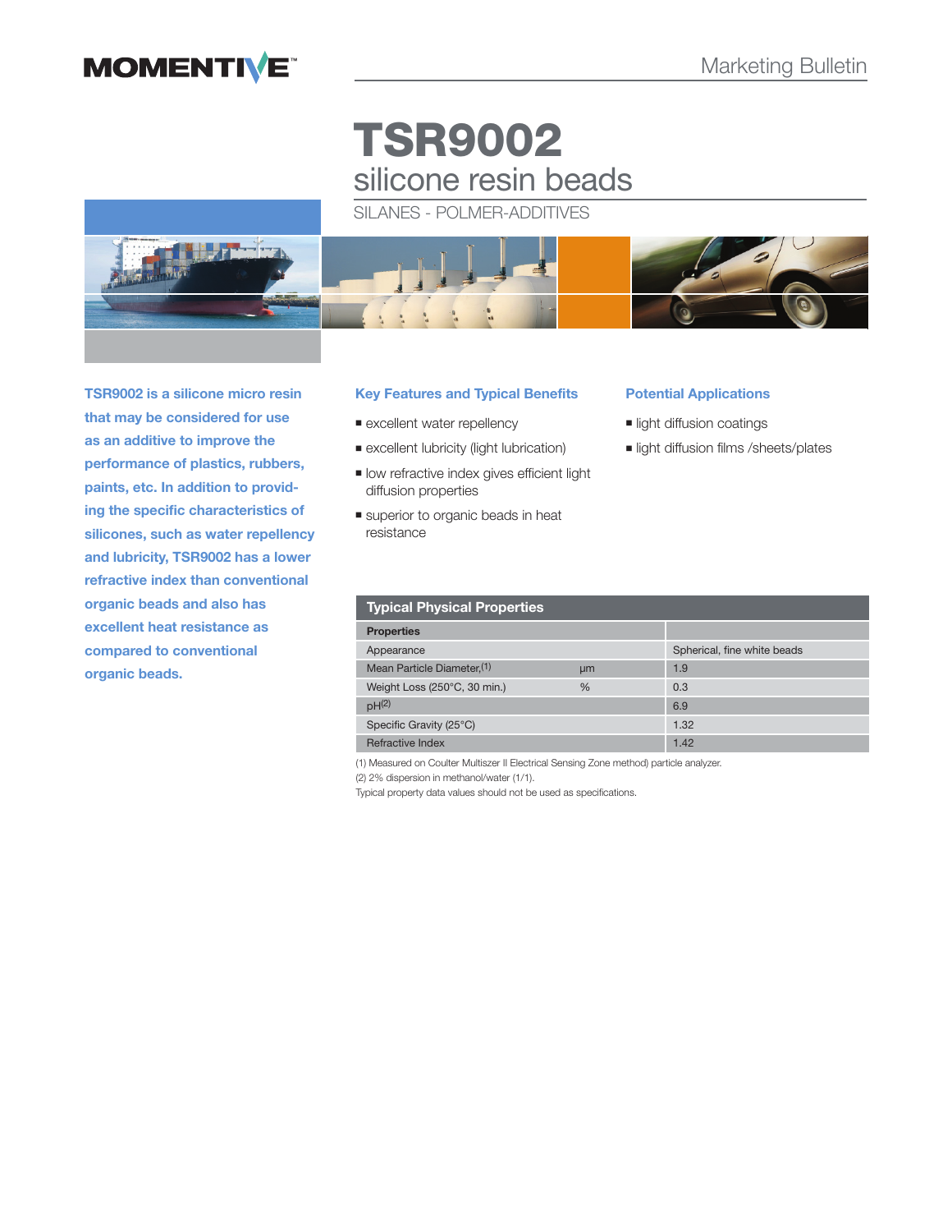MOMENTIVE™

Marketing Bulletin

# TSR9002

## silicone resin beads

SILANES - POLMER-ADDITIVES

**TSR9002 is a silicone micro resin that may be considered for use as an additive to improve the performance of plastics, rubbers, paints, etc. In addition to providing the specific characteristics of silicones, such as water repellency and lubricity, TSR9002 has a lower refractive index than conventional organic beads and also has excellent heat resistance as compared to conventional organic beads.**

### Key Features and Typical Benefits

- excellent water repellency
- excellent lubricity (light lubrication)
- low refractive index gives efficient light diffusion properties
- superior to organic beads in heat resistance

### Potential Applications

- light diffusion coatings
- light diffusion films /sheets/plates

### Typical Physical Properties

| Properties | | |
|---|---|---|
| Appearance | | Spherical, fine white beads |
| Mean Particle Diameter,(1) | μm | 1.9 |
| Weight Loss (250°C, 30 min.) | % | 0.3 |
| pH(2) | | 6.9 |
| Specific Gravity (25°C) | | 1.32 |
| Refractive Index | | 1.42 |

(1) Measured on Coulter Multiszer II Electrical Sensing Zone method) particle analyzer.
(2) 2% dispersion in methanol/water (1/1).
Typical property data values should not be used as specifications.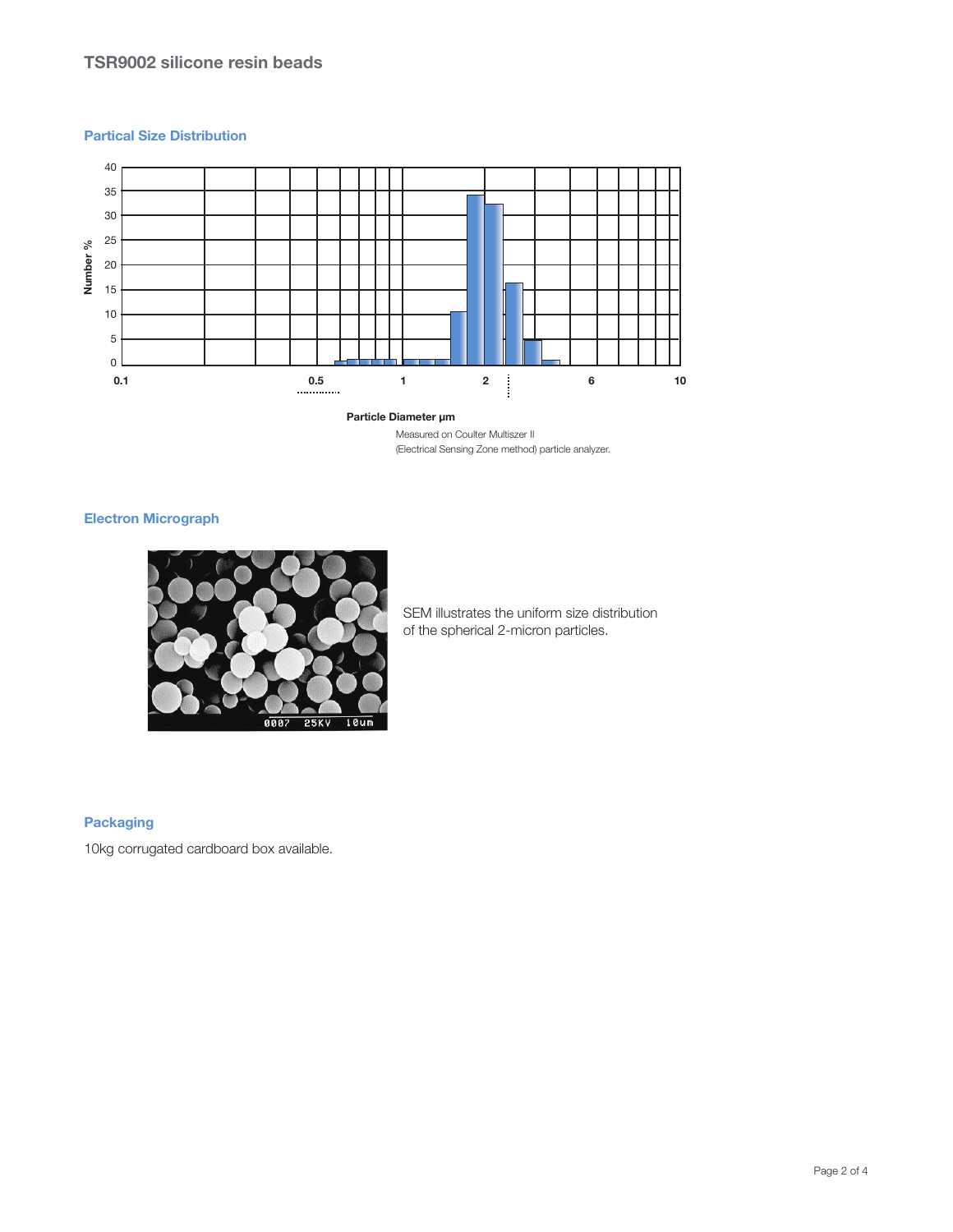### Partical Size Distribution

Particle Diameter µm

Measured on Coulter Multiszer II
(Electrical Sensing Zone method) particle analyzer.

### Electron Micrograph

SEM illustrates the uniform size distribution of the spherical 2-micron particles.

### Packaging

10kg corrugated cardboard box available.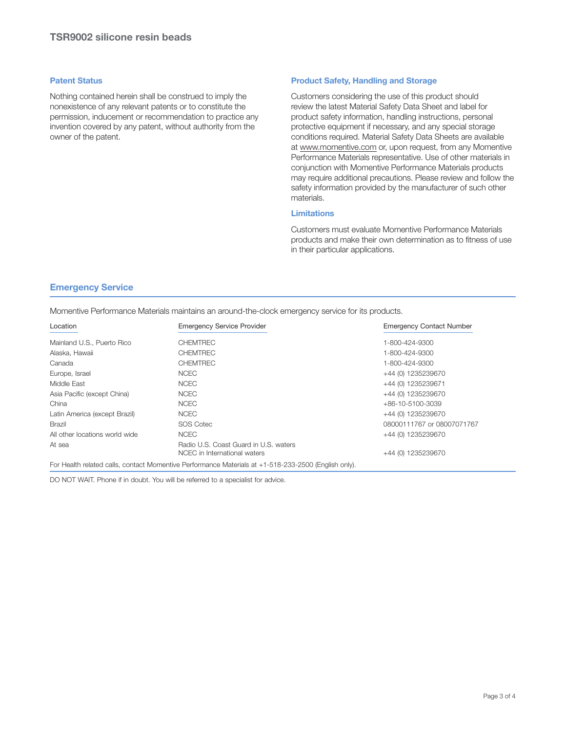## Patent Status

Nothing contained herein shall be construed to imply the nonexistence of any relevant patents or to constitute the permission, inducement or recommendation to practice any invention covered by any patent, without authority from the owner of the patent.

## Product Safety, Handling and Storage

Customers considering the use of this product should review the latest Material Safety Data Sheet and label for product safety information, handling instructions, personal protective equipment if necessary, and any special storage conditions required. Material Safety Data Sheets are available at www.momentive.com or, upon request, from any Momentive Performance Materials representative. Use of other materials in conjunction with Momentive Performance Materials products may require additional precautions. Please review and follow the safety information provided by the manufacturer of such other materials.

## Limitations

Customers must evaluate Momentive Performance Materials products and make their own determination as to fitness of use in their particular applications.

## Emergency Service

Momentive Performance Materials maintains an around-the-clock emergency service for its products.

| Location | Emergency Service Provider | Emergency Contact Number |
|---|---|---|
| Mainland U.S., Puerto Rico | CHEMTREC | 1-800-424-9300 |
| Alaska, Hawaii | CHEMTREC | 1-800-424-9300 |
| Canada | CHEMTREC | 1-800-424-9300 |
| Europe, Israel | NCEC | +44 (0) 1235239670 |
| Middle East | NCEC | +44 (0) 1235239671 |
| Asia Pacific (except China) | NCEC | +44 (0) 1235239670 |
| China | NCEC | +86-10-5100-3039 |
| Latin America (except Brazil) | NCEC | +44 (0) 1235239670 |
| Brazil | SOS Cotec | 08000111767 or 08007071767 |
| All other locations world wide | NCEC | +44 (0) 1235239670 |
| At sea | Radio U.S. Coast Guard in U.S. waters<br>NCEC in International waters | +44 (0) 1235239670 |

For Health related calls, contact Momentive Performance Materials at +1-518-233-2500 (English only).

DO NOT WAIT. Phone if in doubt. You will be referred to a specialist for advice.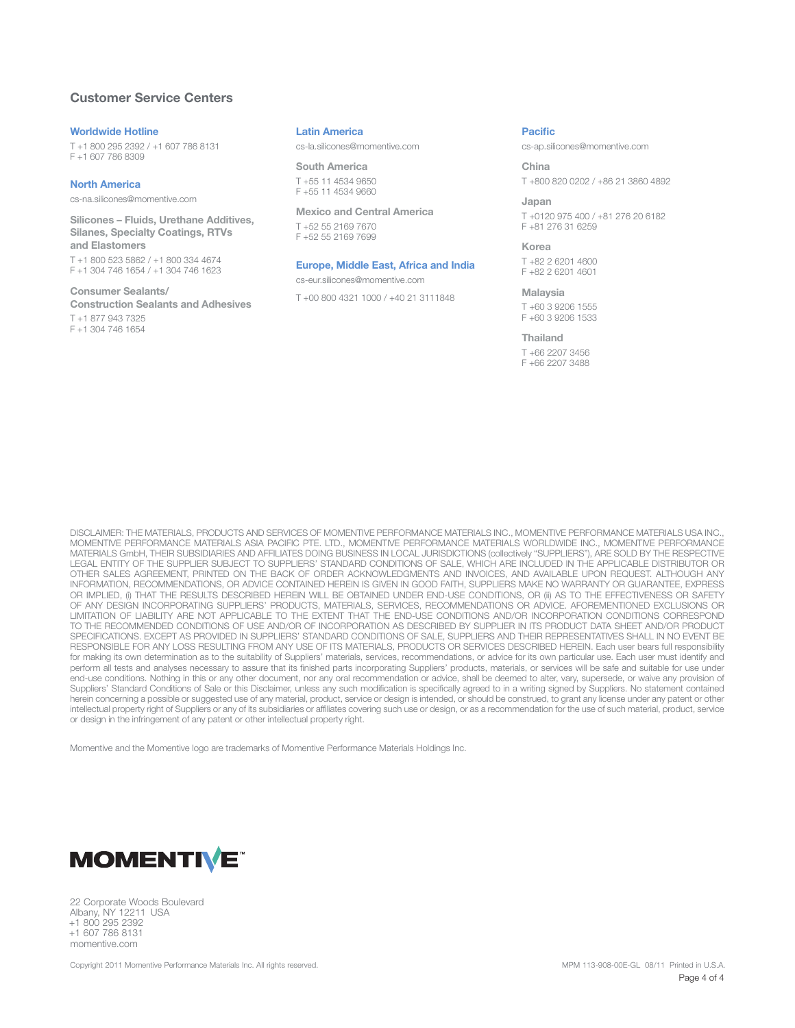## Customer Service Centers

### Worldwide Hotline

T +1 800 295 2392 / +1 607 786 8131
F +1 607 786 8309

### North America

cs-na.silicones@momentive.com

**Silicones – Fluids, Urethane Additives, Silanes, Specialty Coatings, RTVs and Elastomers**

T +1 800 523 5862 / +1 800 334 4674
F +1 304 746 1654 / +1 304 746 1623

**Consumer Sealants/ Construction Sealants and Adhesives**

T +1 877 943 7325
F +1 304 746 1654

### Latin America

cs-la.silicones@momentive.com

**South America**

T +55 11 4534 9650
F +55 11 4534 9660

**Mexico and Central America**

T +52 55 2169 7670
F +52 55 2169 7699

### Europe, Middle East, Africa and India

cs-eur.silicones@momentive.com

T +00 800 4321 1000 / +40 21 3111848

### Pacific

cs-ap.silicones@momentive.com

**China**

T +800 820 0202 / +86 21 3860 4892

**Japan**

T +0120 975 400 / +81 276 20 6182
F +81 276 31 6259

**Korea**

T +82 2 6201 4600
F +82 2 6201 4601

**Malaysia**

T +60 3 9206 1555
F +60 3 9206 1533

**Thailand**

T +66 2207 3456
F +66 2207 3488

DISCLAIMER: THE MATERIALS, PRODUCTS AND SERVICES OF MOMENTIVE PERFORMANCE MATERIALS INC., MOMENTIVE PERFORMANCE MATERIALS USA INC., MOMENTIVE PERFORMANCE MATERIALS ASIA PACIFIC PTE. LTD., MOMENTIVE PERFORMANCE MATERIALS WORLDWIDE INC., MOMENTIVE PERFORMANCE MATERIALS GmbH, THEIR SUBSIDIARIES AND AFFILIATES DOING BUSINESS IN LOCAL JURISDICTIONS (collectively "SUPPLIERS"), ARE SOLD BY THE RESPECTIVE LEGAL ENTITY OF THE SUPPLIER SUBJECT TO SUPPLIERS' STANDARD CONDITIONS OF SALE, WHICH ARE INCLUDED IN THE APPLICABLE DISTRIBUTOR OR OTHER SALES AGREEMENT, PRINTED ON THE BACK OF ORDER ACKNOWLEDGMENTS AND INVOICES, AND AVAILABLE UPON REQUEST. ALTHOUGH ANY INFORMATION, RECOMMENDATIONS, OR ADVICE CONTAINED HEREIN IS GIVEN IN GOOD FAITH, SUPPLIERS MAKE NO WARRANTY OR GUARANTEE, EXPRESS OR IMPLIED, (i) THAT THE RESULTS DESCRIBED HEREIN WILL BE OBTAINED UNDER END-USE CONDITIONS, OR (ii) AS TO THE EFFECTIVENESS OR SAFETY OF ANY DESIGN INCORPORATING SUPPLIERS' PRODUCTS, MATERIALS, SERVICES, RECOMMENDATIONS OR ADVICE. AFOREMENTIONED EXCLUSIONS OR LIMITATION OF LIABILITY ARE NOT APPLICABLE TO THE EXTENT THAT THE END-USE CONDITIONS AND/OR INCORPORATION CONDITIONS CORRESPOND TO THE RECOMMENDED CONDITIONS OF USE AND/OR OF INCORPORATION AS DESCRIBED BY SUPPLIER IN ITS PRODUCT DATA SHEET AND/OR PRODUCT SPECIFICATIONS. EXCEPT AS PROVIDED IN SUPPLIERS' STANDARD CONDITIONS OF SALE, SUPPLIERS AND THEIR REPRESENTATIVES SHALL IN NO EVENT BE RESPONSIBLE FOR ANY LOSS RESULTING FROM ANY USE OF ITS MATERIALS, PRODUCTS OR SERVICES DESCRIBED HEREIN. Each user bears full responsibility for making its own determination as to the suitability of Suppliers' materials, services, recommendations, or advice for its own particular use. Each user must identify and perform all tests and analyses necessary to assure that its finished parts incorporating Suppliers' products, materials, or services will be safe and suitable for use under end-use conditions. Nothing in this or any other document, nor any oral recommendation or advice, shall be deemed to alter, vary, supersede, or waive any provision of Suppliers' Standard Conditions of Sale or this Disclaimer, unless any such modification is specifically agreed to in a writing signed by Suppliers. No statement contained herein concerning a possible or suggested use of any material, product, service or design is intended, or should be construed, to grant any license under any patent or other intellectual property right of Suppliers or any of its subsidiaries or affiliates covering such use or design, or as a recommendation for the use of such material, product, service or design in the infringement of any patent or other intellectual property right.

Momentive and the Momentive logo are trademarks of Momentive Performance Materials Holdings Inc.

**MOMENTIVE™**

22 Corporate Woods Boulevard
Albany, NY 12211 USA
+1 800 295 2392
+1 607 786 8131
momentive.com

Copyright 2011 Momentive Performance Materials Inc. All rights reserved.

MPM 113-908-00E-GL 08/11 Printed in U.S.A.